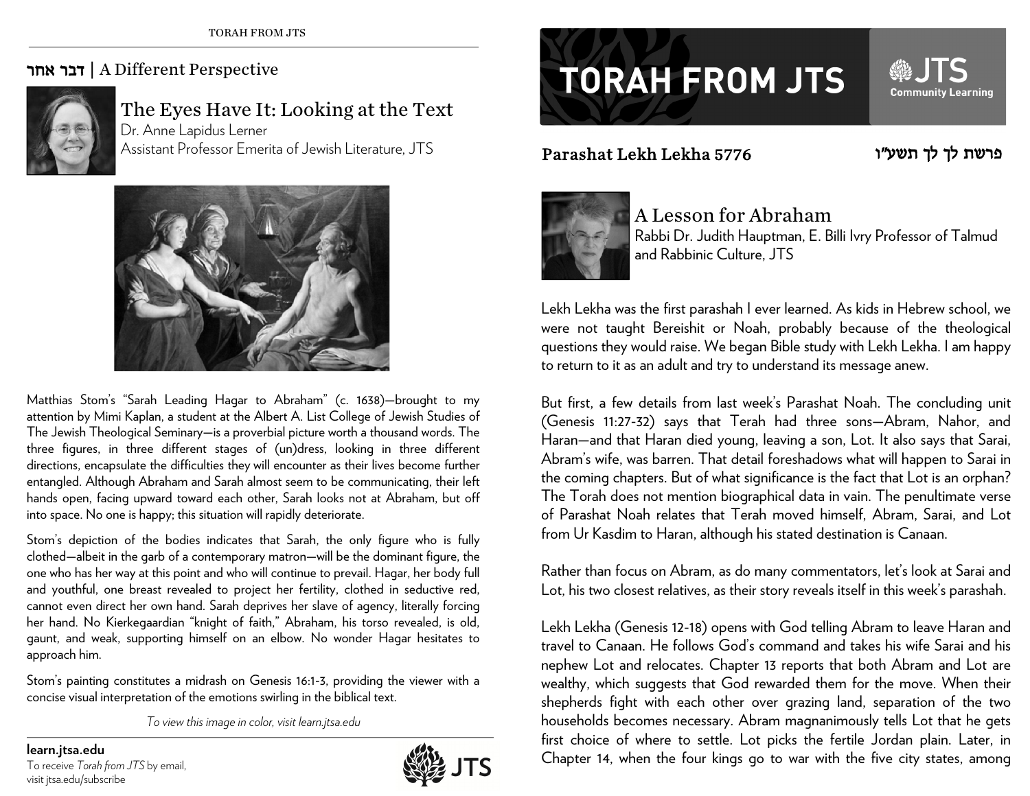# TORAH FROM JTS

JTS Community Learning

**Parashat Lekh Lekha 5776** — פרשת לך לך תשע"ו

## A Lesson for Abraham

Rabbi Dr. Judith Hauptman, E. Billi Ivry Professor of Talmud and Rabbinic Culture, JTS

Lekh Lekha was the first parashah I ever learned. As kids in Hebrew school, we were not taught Bereishit or Noah, probably because of the theological questions they would raise. We began Bible study with Lekh Lekha. I am happy to return to it as an adult and try to understand its message anew.

But first, a few details from last week's Parashat Noah. The concluding unit (Genesis 11:27-32) says that Terah had three sons—Abram, Nahor, and Haran—and that Haran died young, leaving a son, Lot. It also says that Sarai, Abram's wife, was barren. That detail foreshadows what will happen to Sarai in the coming chapters. But of what significance is the fact that Lot is an orphan? The Torah does not mention biographical data in vain. The penultimate verse of Parashat Noah relates that Terah moved himself, Abram, Sarai, and Lot from Ur Kasdim to Haran, although his stated destination is Canaan.

Rather than focus on Abram, as do many commentators, let's look at Sarai and Lot, his two closest relatives, as their story reveals itself in this week's parashah.

Lekh Lekha (Genesis 12-18) opens with God telling Abram to leave Haran and travel to Canaan. He follows God's command and takes his wife Sarai and his nephew Lot and relocates. Chapter 13 reports that both Abram and Lot are wealthy, which suggests that God rewarded them for the move. When their shepherds fight with each other over grazing land, separation of the two households becomes necessary. Abram magnanimously tells Lot that he gets first choice of where to settle. Lot picks the fertile Jordan plain. Later, in Chapter 14, when the four kings go to war with the five city states, among

---

## דבר אחר | A Different Perspective

### The Eyes Have It: Looking at the Text

Dr. Anne Lapidus Lerner
Assistant Professor Emerita of Jewish Literature, JTS

Matthias Stom's "Sarah Leading Hagar to Abraham" (c. 1638)—brought to my attention by Mimi Kaplan, a student at the Albert A. List College of Jewish Studies of The Jewish Theological Seminary—is a proverbial picture worth a thousand words. The three figures, in three different stages of (un)dress, looking in three different directions, encapsulate the difficulties they will encounter as their lives become further entangled. Although Abraham and Sarah almost seem to be communicating, their left hands open, facing upward toward each other, Sarah looks not at Abraham, but off into space. No one is happy; this situation will rapidly deteriorate.

Stom's depiction of the bodies indicates that Sarah, the only figure who is fully clothed—albeit in the garb of a contemporary matron—will be the dominant figure, the one who has her way at this point and who will continue to prevail. Hagar, her body full and youthful, one breast revealed to project her fertility, clothed in seductive red, cannot even direct her own hand. Sarah deprives her slave of agency, literally forcing her hand. No Kierkegaardian "knight of faith," Abraham, his torso revealed, is old, gaunt, and weak, supporting himself on an elbow. No wonder Hagar hesitates to approach him.

Stom's painting constitutes a midrash on Genesis 16:1-3, providing the viewer with a concise visual interpretation of the emotions swirling in the biblical text.

*To view this image in color, visit learn.jtsa.edu*

**learn.jtsa.edu**
To receive *Torah from JTS* by email, visit jtsa.edu/subscribe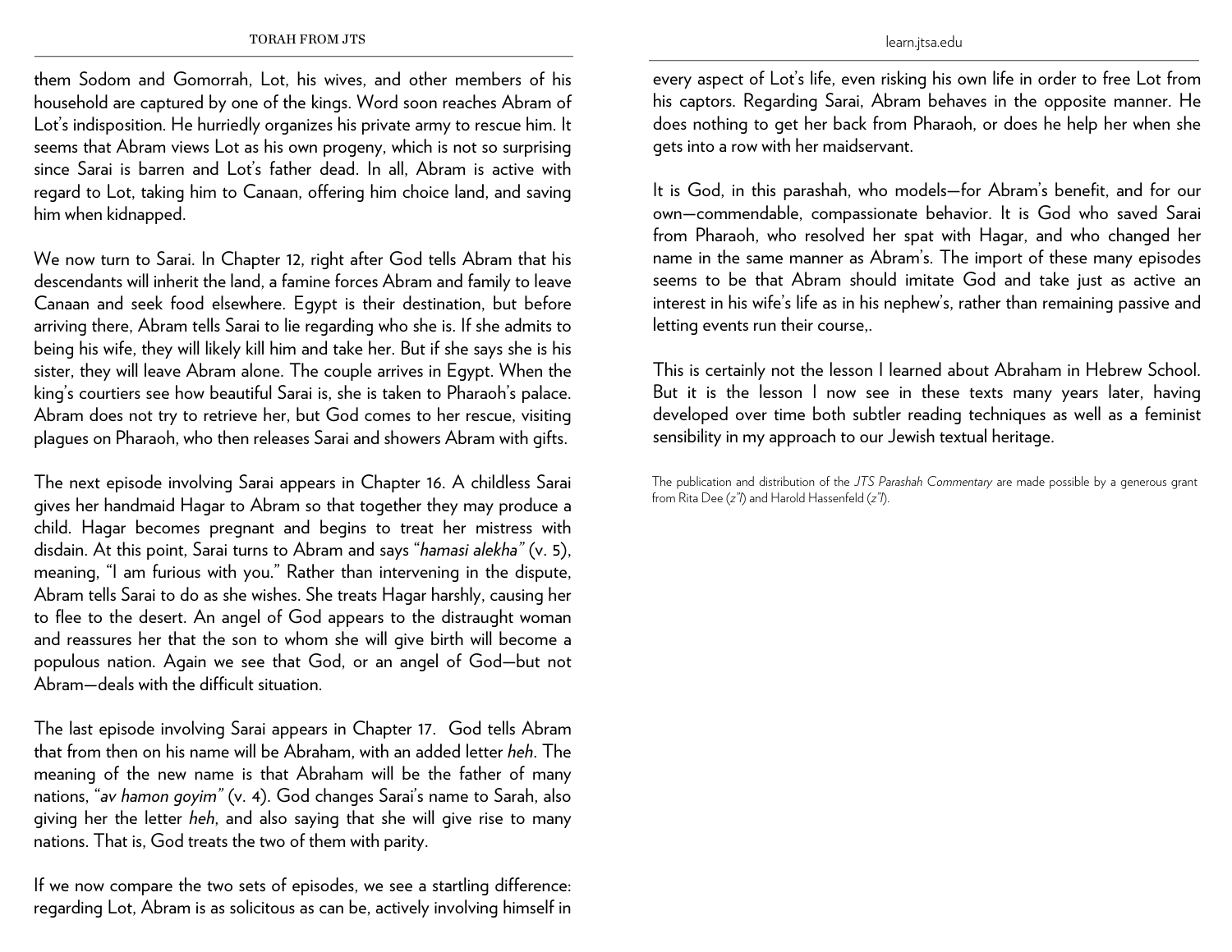them Sodom and Gomorrah, Lot, his wives, and other members of his household are captured by one of the kings. Word soon reaches Abram of Lot's indisposition. He hurriedly organizes his private army to rescue him. It seems that Abram views Lot as his own progeny, which is not so surprising since Sarai is barren and Lot's father dead. In all, Abram is active with regard to Lot, taking him to Canaan, offering him choice land, and saving him when kidnapped.

We now turn to Sarai. In Chapter 12, right after God tells Abram that his descendants will inherit the land, a famine forces Abram and family to leave Canaan and seek food elsewhere. Egypt is their destination, but before arriving there, Abram tells Sarai to lie regarding who she is. If she admits to being his wife, they will likely kill him and take her. But if she says she is his sister, they will leave Abram alone. The couple arrives in Egypt. When the king's courtiers see how beautiful Sarai is, she is taken to Pharaoh's palace. Abram does not try to retrieve her, but God comes to her rescue, visiting plagues on Pharaoh, who then releases Sarai and showers Abram with gifts.

The next episode involving Sarai appears in Chapter 16. A childless Sarai gives her handmaid Hagar to Abram so that together they may produce a child. Hagar becomes pregnant and begins to treat her mistress with disdain. At this point, Sarai turns to Abram and says "*hamasi alekha*" (v. 5), meaning, "I am furious with you." Rather than intervening in the dispute, Abram tells Sarai to do as she wishes. She treats Hagar harshly, causing her to flee to the desert. An angel of God appears to the distraught woman and reassures her that the son to whom she will give birth will become a populous nation. Again we see that God, or an angel of God—but not Abram—deals with the difficult situation.

The last episode involving Sarai appears in Chapter 17. God tells Abram that from then on his name will be Abraham, with an added letter *heh*. The meaning of the new name is that Abraham will be the father of many nations, "*av hamon goyim*" (v. 4). God changes Sarai's name to Sarah, also giving her the letter *heh*, and also saying that she will give rise to many nations. That is, God treats the two of them with parity.

If we now compare the two sets of episodes, we see a startling difference: regarding Lot, Abram is as solicitous as can be, actively involving himself in every aspect of Lot's life, even risking his own life in order to free Lot from his captors. Regarding Sarai, Abram behaves in the opposite manner. He does nothing to get her back from Pharaoh, or does he help her when she gets into a row with her maidservant.

It is God, in this parashah, who models—for Abram's benefit, and for our own—commendable, compassionate behavior. It is God who saved Sarai from Pharaoh, who resolved her spat with Hagar, and who changed her name in the same manner as Abram's. The import of these many episodes seems to be that Abram should imitate God and take just as active an interest in his wife's life as in his nephew's, rather than remaining passive and letting events run their course,.

This is certainly not the lesson I learned about Abraham in Hebrew School. But it is the lesson I now see in these texts many years later, having developed over time both subtler reading techniques as well as a feminist sensibility in my approach to our Jewish textual heritage.

The publication and distribution of the *JTS Parashah Commentary* are made possible by a generous grant from Rita Dee (*z"l*) and Harold Hassenfeld (*z"l*).